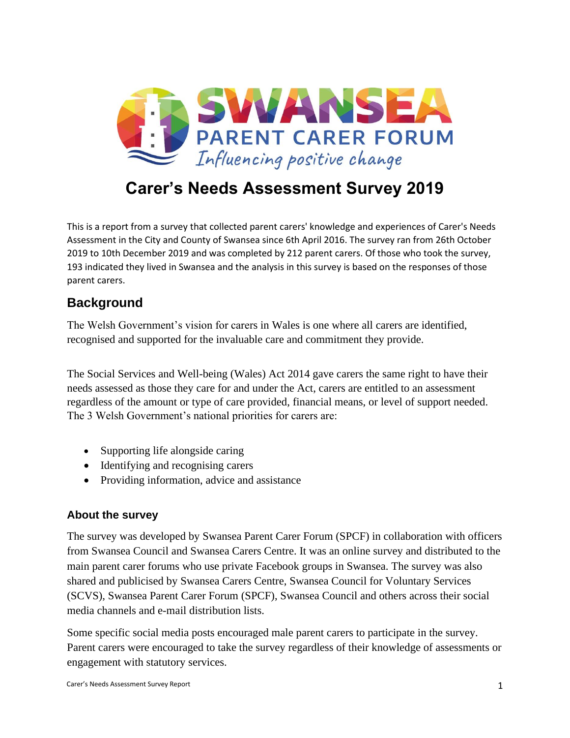# Carer's Needs Assessment Survey 2019

This is a report from a survey that collected parent carers' knowledge and experiences of Carer's Needs Assessment in the City and County of Swansea since 6th April 2016. The survey ran from 26th October 2019 to 10th December 2019 and was completed by 212 parent carers. Of those who took the survey, 193 indicated they lived in Swansea and the analysis in this survey is based on the responses of those parent carers.

## Background

The Welsh Government's vision for carers in Wales is one where all carers are identified, recognised and supported for the invaluable care and commitment they provide.

The Social Services and Well-being (Wales) Act 2014 gave carers the same right to have their needs assessed as those they care for and under the Act, carers are entitled to an assessment regardless of the amount or type of care provided, financial means, or level of support needed. The 3 Welsh Government's national priorities for carers are:

- Supporting life alongside caring
- Identifying and recognising carers
- Providing information, advice and assistance

### About the survey

The survey was developed by Swansea Parent Carer Forum (SPCF) in collaboration with officers from Swansea Council and Swansea Carers Centre. It was an online survey and distributed to the main parent carer forums who use private Facebook groups in Swansea. The survey was also shared and publicised by Swansea Carers Centre, Swansea Council for Voluntary Services (SCVS), Swansea Parent Carer Forum (SPCF), Swansea Council and others across their social media channels and e-mail distribution lists.

Some specific social media posts encouraged male parent carers to participate in the survey. Parent carers were encouraged to take the survey regardless of their knowledge of assessments or engagement with statutory services.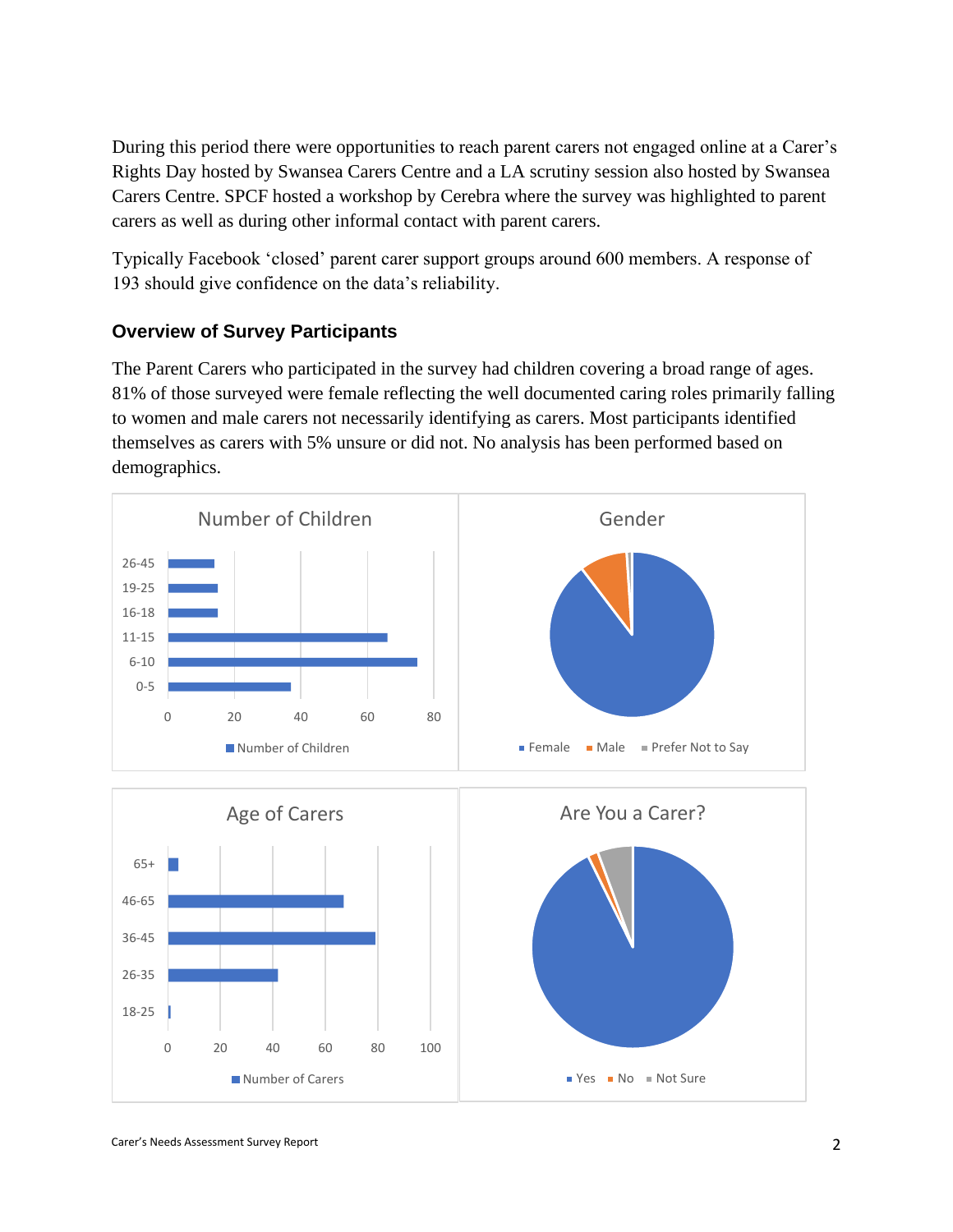During this period there were opportunities to reach parent carers not engaged online at a Carer's Rights Day hosted by Swansea Carers Centre and a LA scrutiny session also hosted by Swansea Carers Centre. SPCF hosted a workshop by Cerebra where the survey was highlighted to parent carers as well as during other informal contact with parent carers.

Typically Facebook 'closed' parent carer support groups around 600 members. A response of 193 should give confidence on the data's reliability.

### Overview of Survey Participants

The Parent Carers who participated in the survey had children covering a broad range of ages. 81% of those surveyed were female reflecting the well documented caring roles primarily falling to women and male carers not necessarily identifying as carers. Most participants identified themselves as carers with 5% unsure or did not. No analysis has been performed based on demographics.

**Number of Children**

26-45, 19-25, 16-18, 11-15, 6-10, 0-5

0, 20, 40, 60, 80

Number of Children

**Gender**

Female, Male, Prefer Not to Say

**Age of Carers**

65+, 46-65, 36-45, 26-35, 18-25

0, 20, 40, 60, 80, 100

Number of Carers

**Are You a Carer?**

Yes, No, Not Sure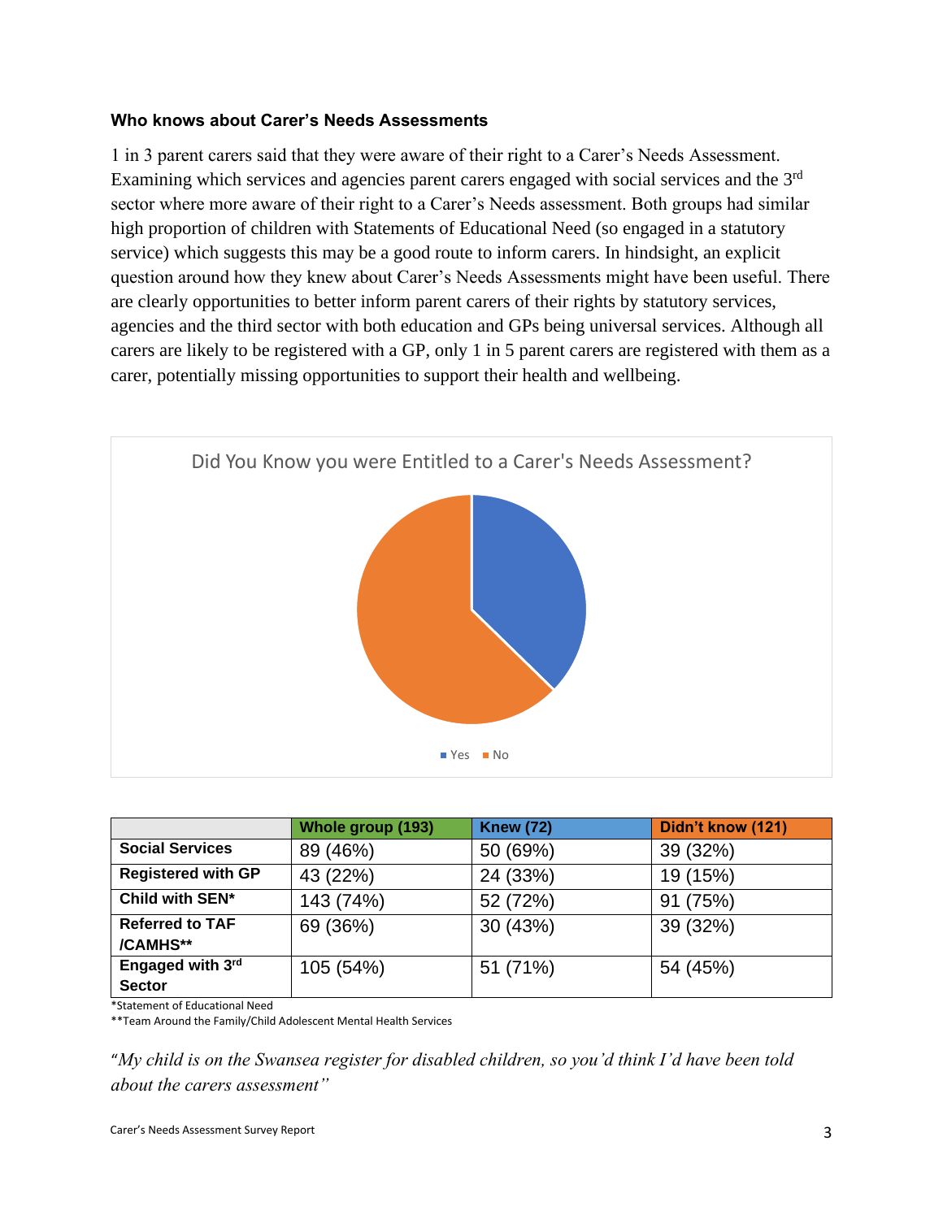### Who knows about Carer's Needs Assessments

1 in 3 parent carers said that they were aware of their right to a Carer's Needs Assessment. Examining which services and agencies parent carers engaged with social services and the 3rd sector where more aware of their right to a Carer's Needs assessment. Both groups had similar high proportion of children with Statements of Educational Need (so engaged in a statutory service) which suggests this may be a good route to inform carers. In hindsight, an explicit question around how they knew about Carer's Needs Assessments might have been useful. There are clearly opportunities to better inform parent carers of their rights by statutory services, agencies and the third sector with both education and GPs being universal services. Although all carers are likely to be registered with a GP, only 1 in 5 parent carers are registered with them as a carer, potentially missing opportunities to support their health and wellbeing.

Did You Know you were Entitled to a Carer's Needs Assessment?

Yes No

| | Whole group (193) | Knew (72) | Didn't know (121) |
|---|---|---|---|
| **Social Services** | 89 (46%) | 50 (69%) | 39 (32%) |
| **Registered with GP** | 43 (22%) | 24 (33%) | 19 (15%) |
| **Child with SEN*** | 143 (74%) | 52 (72%) | 91 (75%) |
| **Referred to TAF /CAMHS**** | 69 (36%) | 30 (43%) | 39 (32%) |
| **Engaged with 3rd Sector** | 105 (54%) | 51 (71%) | 54 (45%) |

*Statement of Educational Need

**Team Around the Family/Child Adolescent Mental Health Services

*"My child is on the Swansea register for disabled children, so you'd think I'd have been told about the carers assessment"*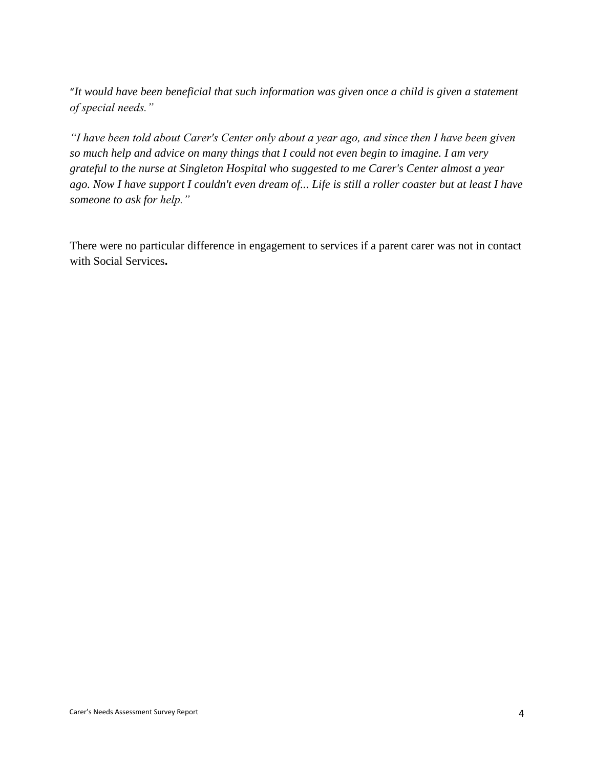*"It would have been beneficial that such information was given once a child is given a statement of special needs."*

*"I have been told about Carer's Center only about a year ago, and since then I have been given so much help and advice on many things that I could not even begin to imagine. I am very grateful to the nurse at Singleton Hospital who suggested to me Carer's Center almost a year ago. Now I have support I couldn't even dream of... Life is still a roller coaster but at least I have someone to ask for help."*

There were no particular difference in engagement to services if a parent carer was not in contact with Social Services**.**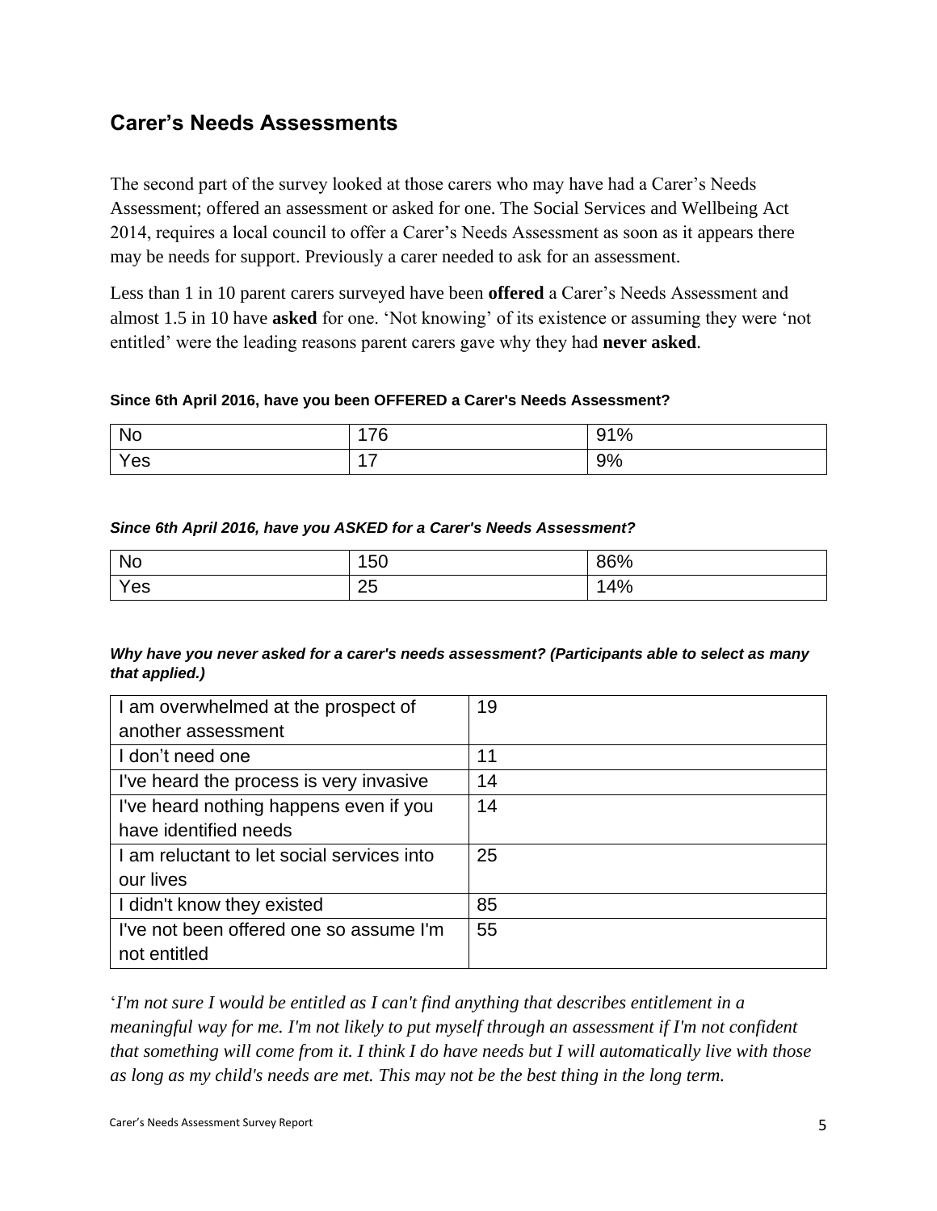## Carer's Needs Assessments

The second part of the survey looked at those carers who may have had a Carer's Needs Assessment; offered an assessment or asked for one. The Social Services and Wellbeing Act 2014, requires a local council to offer a Carer's Needs Assessment as soon as it appears there may be needs for support. Previously a carer needed to ask for an assessment.

Less than 1 in 10 parent carers surveyed have been **offered** a Carer's Needs Assessment and almost 1.5 in 10 have **asked** for one. 'Not knowing' of its existence or assuming they were 'not entitled' were the leading reasons parent carers gave why they had **never asked**.

**Since 6th April 2016, have you been OFFERED a Carer's Needs Assessment?**

| | | |
|---|---|---|
| No | 176 | 91% |
| Yes | 17 | 9% |

***Since 6th April 2016, have you ASKED for a Carer's Needs Assessment?***

| | | |
|---|---|---|
| No | 150 | 86% |
| Yes | 25 | 14% |

***Why have you never asked for a carer's needs assessment? (Participants able to select as many that applied.)***

| | |
|---|---|
| I am overwhelmed at the prospect of another assessment | 19 |
| I don't need one | 11 |
| I've heard the process is very invasive | 14 |
| I've heard nothing happens even if you have identified needs | 14 |
| I am reluctant to let social services into our lives | 25 |
| I didn't know they existed | 85 |
| I've not been offered one so assume I'm not entitled | 55 |

'*I'm not sure I would be entitled as I can't find anything that describes entitlement in a meaningful way for me. I'm not likely to put myself through an assessment if I'm not confident that something will come from it. I think I do have needs but I will automatically live with those as long as my child's needs are met. This may not be the best thing in the long term.*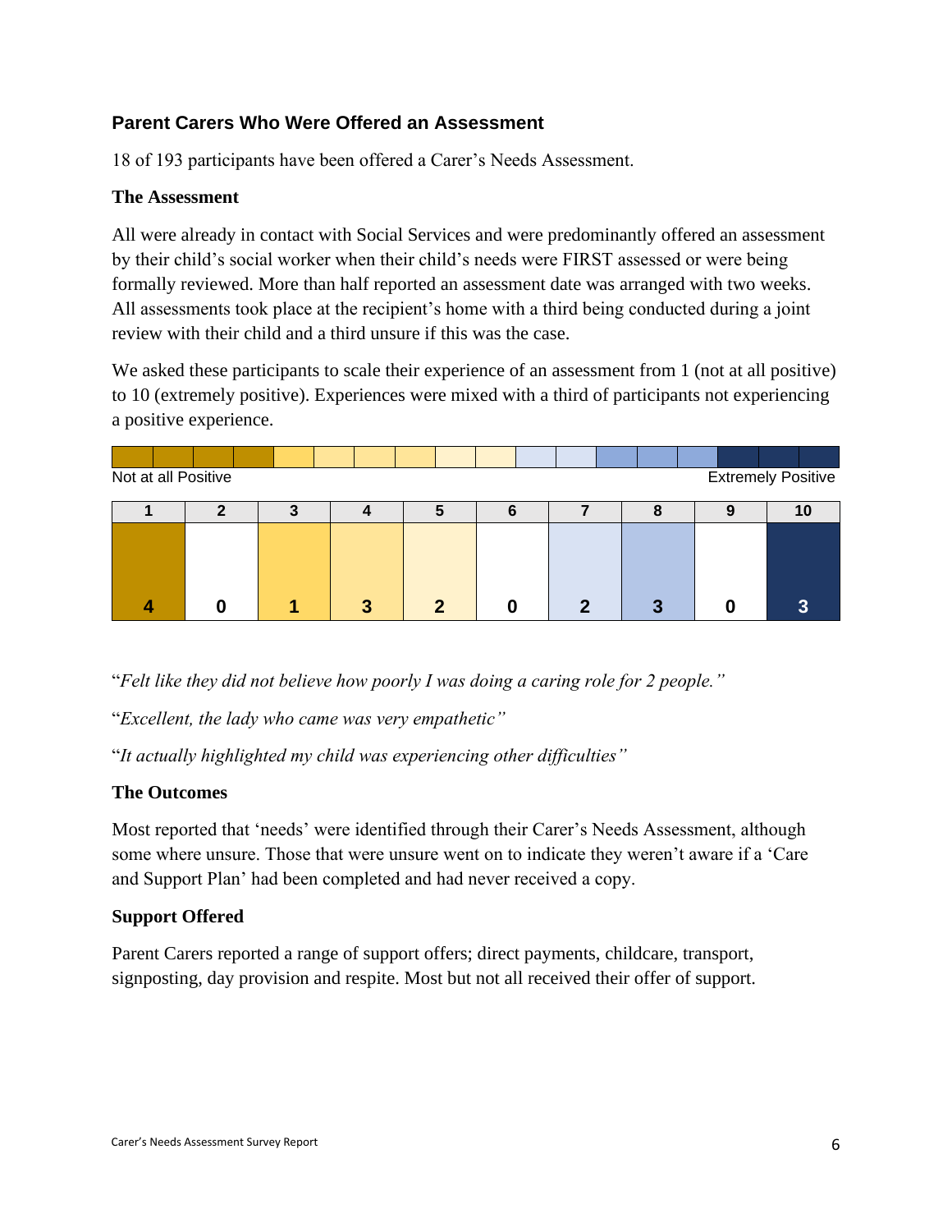### Parent Carers Who Were Offered an Assessment

18 of 193 participants have been offered a Carer's Needs Assessment.

**The Assessment**

All were already in contact with Social Services and were predominantly offered an assessment by their child's social worker when their child's needs were FIRST assessed or were being formally reviewed. More than half reported an assessment date was arranged with two weeks. All assessments took place at the recipient's home with a third being conducted during a joint review with their child and a third unsure if this was the case.

We asked these participants to scale their experience of an assessment from 1 (not at all positive) to 10 (extremely positive). Experiences were mixed with a third of participants not experiencing a positive experience.

Not at all Positive → Extremely Positive

| 1 | 2 | 3 | 4 | 5 | 6 | 7 | 8 | 9 | 10 |
|---|---|---|---|---|---|---|---|---|---|
| 4 | 0 | 1 | 3 | 2 | 0 | 2 | 3 | 0 | 3 |

"*Felt like they did not believe how poorly I was doing a caring role for 2 people.*"

"*Excellent, the lady who came was very empathetic*"

"*It actually highlighted my child was experiencing other difficulties*"

**The Outcomes**

Most reported that 'needs' were identified through their Carer's Needs Assessment, although some where unsure. Those that were unsure went on to indicate they weren't aware if a 'Care and Support Plan' had been completed and had never received a copy.

**Support Offered**

Parent Carers reported a range of support offers; direct payments, childcare, transport, signposting, day provision and respite. Most but not all received their offer of support.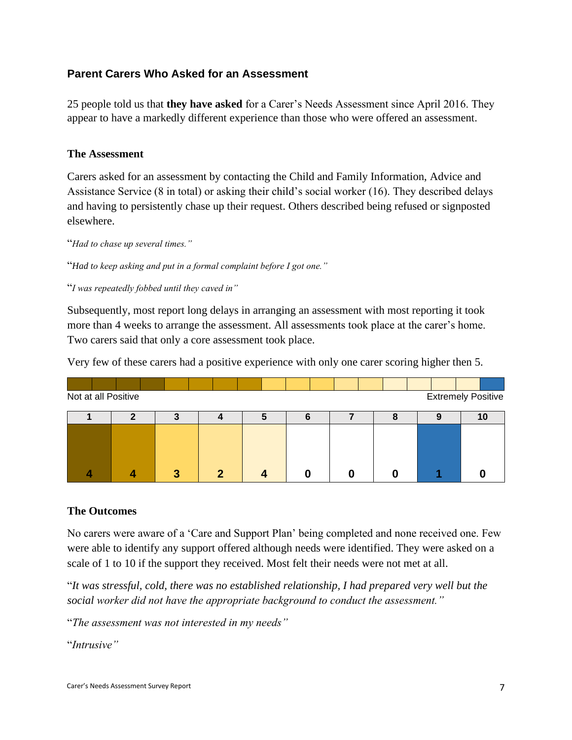## Parent Carers Who Asked for an Assessment

25 people told us that **they have asked** for a Carer's Needs Assessment since April 2016. They appear to have a markedly different experience than those who were offered an assessment.

### The Assessment

Carers asked for an assessment by contacting the Child and Family Information, Advice and Assistance Service (8 in total) or asking their child's social worker (16). They described delays and having to persistently chase up their request. Others described being refused or signposted elsewhere.

"*Had to chase up several times."*

"*Had to keep asking and put in a formal complaint before I got one."*

"*I was repeatedly fobbed until they caved in"*

Subsequently, most report long delays in arranging an assessment with most reporting it took more than 4 weeks to arrange the assessment. All assessments took place at the carer's home. Two carers said that only a core assessment took place.

Very few of these carers had a positive experience with only one carer scoring higher then 5.

Not at all Positive — Extremely Positive

| 1 | 2 | 3 | 4 | 5 | 6 | 7 | 8 | 9 | 10 |
|---|---|---|---|---|---|---|---|---|---|
| 4 | 4 | 3 | 2 | 4 | 0 | 0 | 0 | 1 | 0 |

### The Outcomes

No carers were aware of a 'Care and Support Plan' being completed and none received one. Few were able to identify any support offered although needs were identified. They were asked on a scale of 1 to 10 if the support they received. Most felt their needs were not met at all.

"*It was stressful, cold, there was no established relationship, I had prepared very well but the social worker did not have the appropriate background to conduct the assessment."*

"*The assessment was not interested in my needs"*

"*Intrusive"*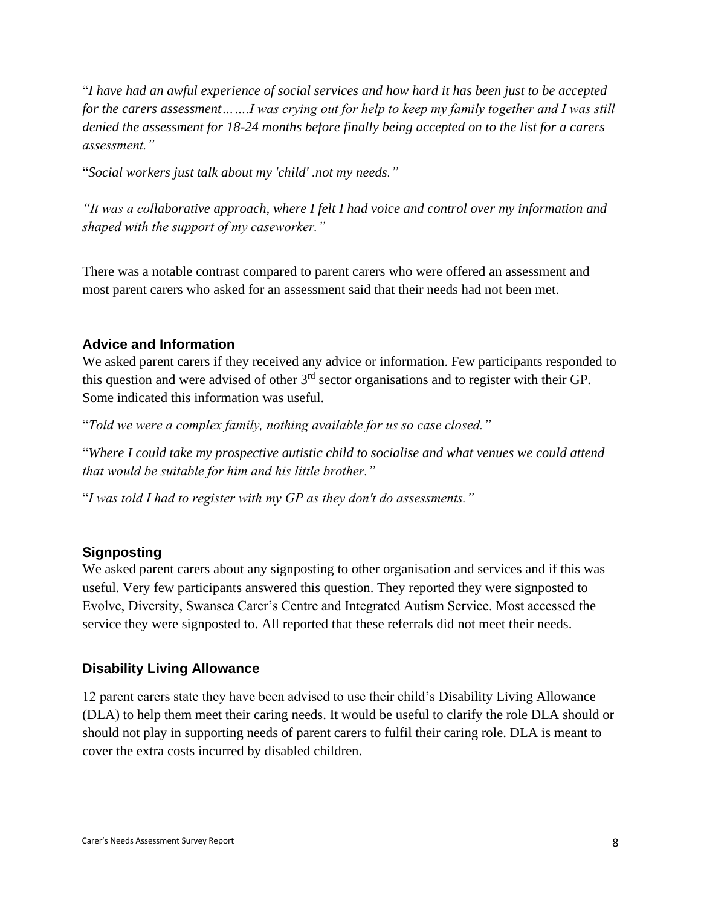"*I have had an awful experience of social services and how hard it has been just to be accepted for the carers assessment…….I was crying out for help to keep my family together and I was still denied the assessment for 18-24 months before finally being accepted on to the list for a carers assessment."*

"*Social workers just talk about my 'child' .not my needs."*

*"It was a collaborative approach, where I felt I had voice and control over my information and shaped with the support of my caseworker."*

There was a notable contrast compared to parent carers who were offered an assessment and most parent carers who asked for an assessment said that their needs had not been met.

### Advice and Information

We asked parent carers if they received any advice or information. Few participants responded to this question and were advised of other 3rd sector organisations and to register with their GP. Some indicated this information was useful.

"*Told we were a complex family, nothing available for us so case closed."*

"*Where I could take my prospective autistic child to socialise and what venues we could attend that would be suitable for him and his little brother."*

"*I was told I had to register with my GP as they don't do assessments."*

### Signposting

We asked parent carers about any signposting to other organisation and services and if this was useful. Very few participants answered this question. They reported they were signposted to Evolve, Diversity, Swansea Carer's Centre and Integrated Autism Service. Most accessed the service they were signposted to. All reported that these referrals did not meet their needs.

### Disability Living Allowance

12 parent carers state they have been advised to use their child's Disability Living Allowance (DLA) to help them meet their caring needs. It would be useful to clarify the role DLA should or should not play in supporting needs of parent carers to fulfil their caring role. DLA is meant to cover the extra costs incurred by disabled children.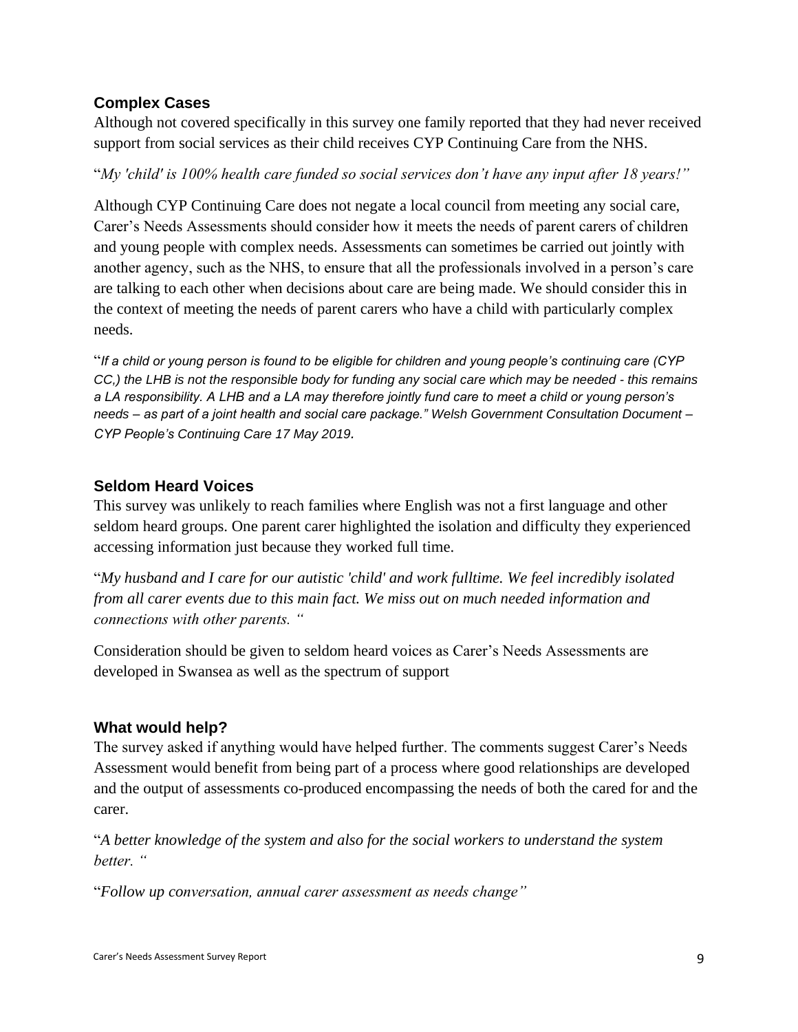### Complex Cases

Although not covered specifically in this survey one family reported that they had never received support from social services as their child receives CYP Continuing Care from the NHS.

"*My 'child' is 100% health care funded so social services don't have any input after 18 years!"*

Although CYP Continuing Care does not negate a local council from meeting any social care, Carer's Needs Assessments should consider how it meets the needs of parent carers of children and young people with complex needs. Assessments can sometimes be carried out jointly with another agency, such as the NHS, to ensure that all the professionals involved in a person's care are talking to each other when decisions about care are being made. We should consider this in the context of meeting the needs of parent carers who have a child with particularly complex needs.

"*If a child or young person is found to be eligible for children and young people's continuing care (CYP CC,) the LHB is not the responsible body for funding any social care which may be needed - this remains a LA responsibility. A LHB and a LA may therefore jointly fund care to meet a child or young person's needs – as part of a joint health and social care package." Welsh Government Consultation Document – CYP People's Continuing Care 17 May 2019*.

### Seldom Heard Voices

This survey was unlikely to reach families where English was not a first language and other seldom heard groups. One parent carer highlighted the isolation and difficulty they experienced accessing information just because they worked full time.

"*My husband and I care for our autistic 'child' and work fulltime. We feel incredibly isolated from all carer events due to this main fact. We miss out on much needed information and connections with other parents. "*

Consideration should be given to seldom heard voices as Carer's Needs Assessments are developed in Swansea as well as the spectrum of support

### What would help?

The survey asked if anything would have helped further. The comments suggest Carer's Needs Assessment would benefit from being part of a process where good relationships are developed and the output of assessments co-produced encompassing the needs of both the cared for and the carer.

"*A better knowledge of the system and also for the social workers to understand the system better. "*

"*Follow up conversation, annual carer assessment as needs change"*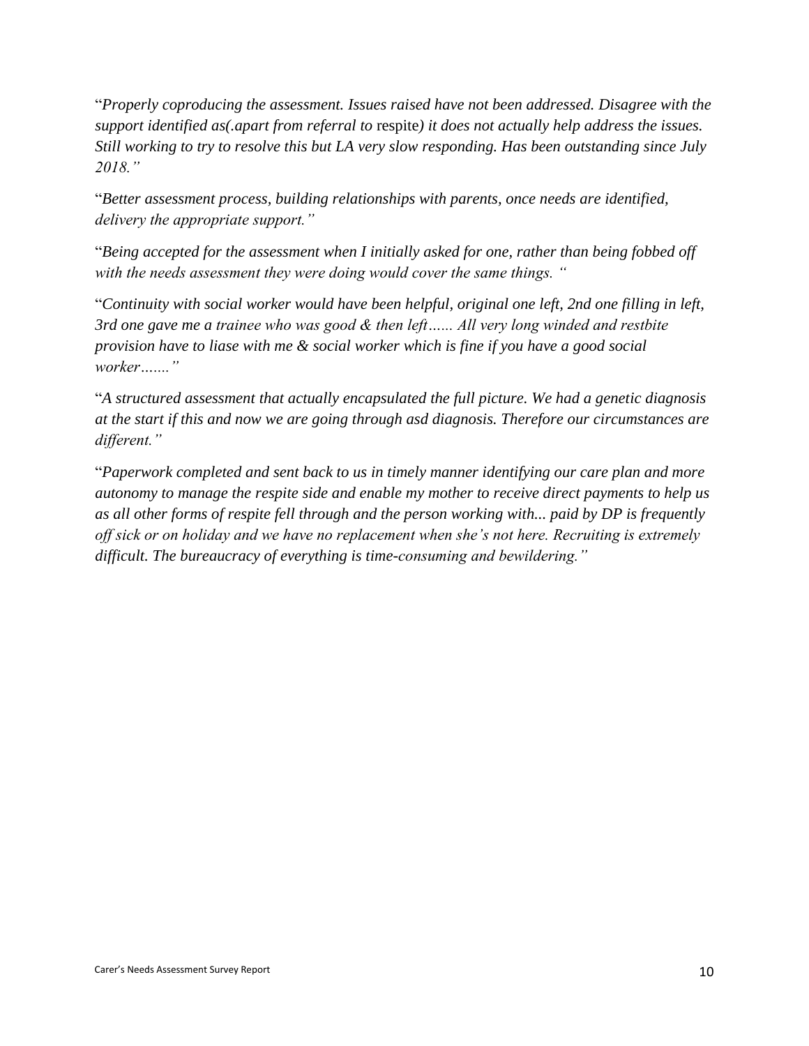"*Properly coproducing the assessment. Issues raised have not been addressed. Disagree with the support identified as(.apart from referral to* respite*) it does not actually help address the issues. Still working to try to resolve this but LA very slow responding. Has been outstanding since July 2018."*

"*Better assessment process, building relationships with parents, once needs are identified, delivery the appropriate support."*

"*Being accepted for the assessment when I initially asked for one, rather than being fobbed off with the needs assessment they were doing would cover the same things. "*

"*Continuity with social worker would have been helpful, original one left, 2nd one filling in left, 3rd one gave me a trainee who was good & then left...... All very long winded and restbite provision have to liase with me & social worker which is fine if you have a good social worker......."*

"*A structured assessment that actually encapsulated the full picture. We had a genetic diagnosis at the start if this and now we are going through asd diagnosis. Therefore our circumstances are different."*

"*Paperwork completed and sent back to us in timely manner identifying our care plan and more autonomy to manage the respite side and enable my mother to receive direct payments to help us as all other forms of respite fell through and the person working with... paid by DP is frequently off sick or on holiday and we have no replacement when she's not here. Recruiting is extremely difficult. The bureaucracy of everything is time-consuming and bewildering."*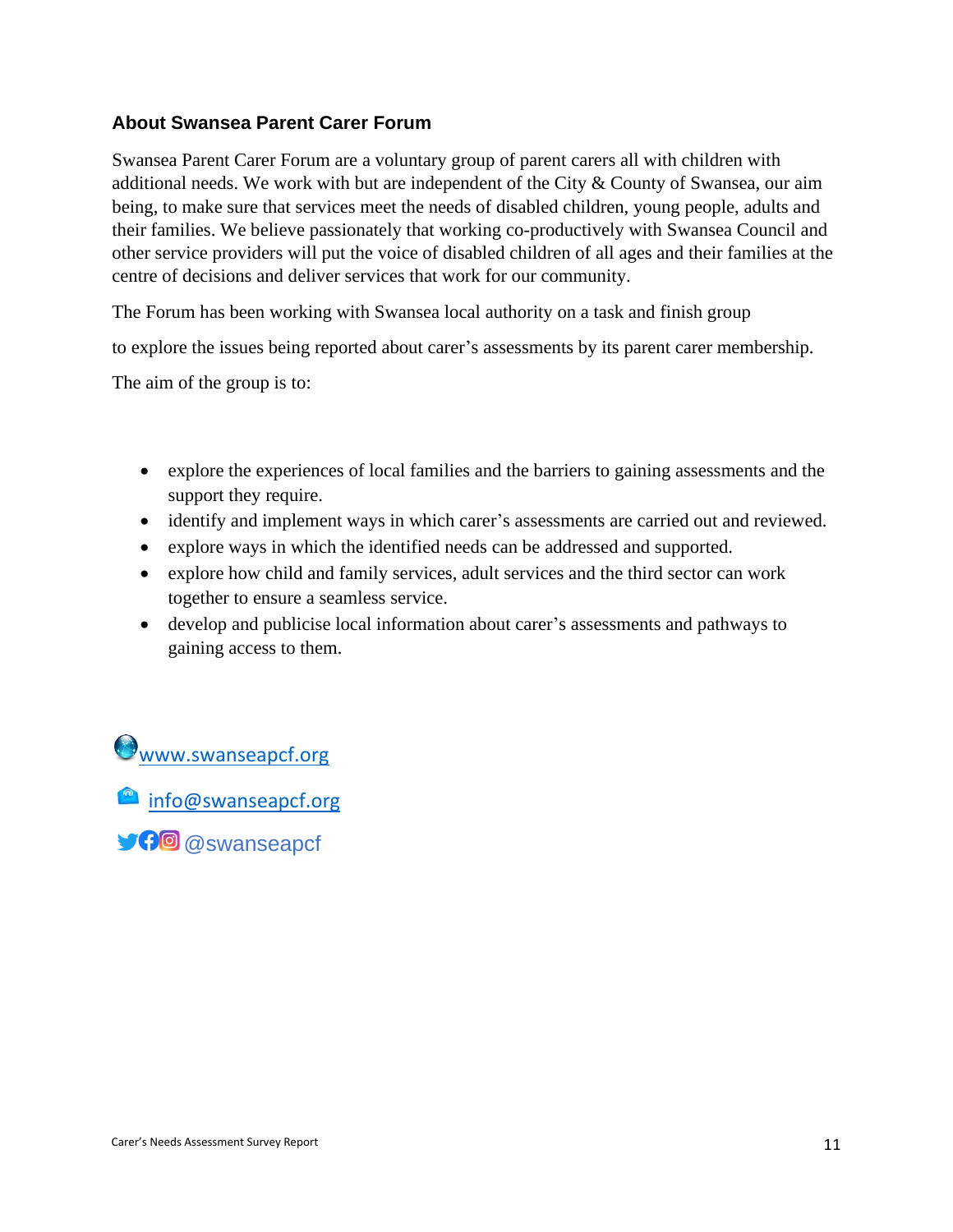### About Swansea Parent Carer Forum

Swansea Parent Carer Forum are a voluntary group of parent carers all with children with additional needs. We work with but are independent of the City & County of Swansea, our aim being, to make sure that services meet the needs of disabled children, young people, adults and their families. We believe passionately that working co-productively with Swansea Council and other service providers will put the voice of disabled children of all ages and their families at the centre of decisions and deliver services that work for our community.

The Forum has been working with Swansea local authority on a task and finish group

to explore the issues being reported about carer's assessments by its parent carer membership.

The aim of the group is to:

- explore the experiences of local families and the barriers to gaining assessments and the support they require.
- identify and implement ways in which carer's assessments are carried out and reviewed.
- explore ways in which the identified needs can be addressed and supported.
- explore how child and family services, adult services and the third sector can work together to ensure a seamless service.
- develop and publicise local information about carer's assessments and pathways to gaining access to them.

www.swanseapcf.org

info@swanseapcf.org

@swanseapcf